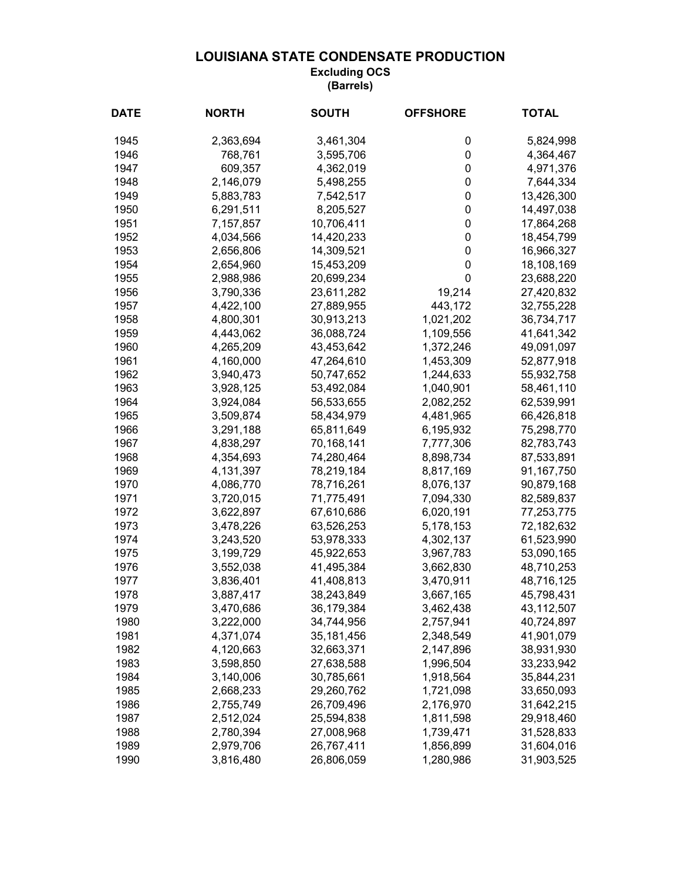# LOUISIANA STATE CONDENSATE PRODUCTION

**Excluding OCS**

**(Barrels)**

| DATE | NORTH | SOUTH | OFFSHORE | TOTAL |
|---|---|---|---|---|
| 1945 | 2,363,694 | 3,461,304 | 0 | 5,824,998 |
| 1946 | 768,761 | 3,595,706 | 0 | 4,364,467 |
| 1947 | 609,357 | 4,362,019 | 0 | 4,971,376 |
| 1948 | 2,146,079 | 5,498,255 | 0 | 7,644,334 |
| 1949 | 5,883,783 | 7,542,517 | 0 | 13,426,300 |
| 1950 | 6,291,511 | 8,205,527 | 0 | 14,497,038 |
| 1951 | 7,157,857 | 10,706,411 | 0 | 17,864,268 |
| 1952 | 4,034,566 | 14,420,233 | 0 | 18,454,799 |
| 1953 | 2,656,806 | 14,309,521 | 0 | 16,966,327 |
| 1954 | 2,654,960 | 15,453,209 | 0 | 18,108,169 |
| 1955 | 2,988,986 | 20,699,234 | 0 | 23,688,220 |
| 1956 | 3,790,336 | 23,611,282 | 19,214 | 27,420,832 |
| 1957 | 4,422,100 | 27,889,955 | 443,172 | 32,755,228 |
| 1958 | 4,800,301 | 30,913,213 | 1,021,202 | 36,734,717 |
| 1959 | 4,443,062 | 36,088,724 | 1,109,556 | 41,641,342 |
| 1960 | 4,265,209 | 43,453,642 | 1,372,246 | 49,091,097 |
| 1961 | 4,160,000 | 47,264,610 | 1,453,309 | 52,877,918 |
| 1962 | 3,940,473 | 50,747,652 | 1,244,633 | 55,932,758 |
| 1963 | 3,928,125 | 53,492,084 | 1,040,901 | 58,461,110 |
| 1964 | 3,924,084 | 56,533,655 | 2,082,252 | 62,539,991 |
| 1965 | 3,509,874 | 58,434,979 | 4,481,965 | 66,426,818 |
| 1966 | 3,291,188 | 65,811,649 | 6,195,932 | 75,298,770 |
| 1967 | 4,838,297 | 70,168,141 | 7,777,306 | 82,783,743 |
| 1968 | 4,354,693 | 74,280,464 | 8,898,734 | 87,533,891 |
| 1969 | 4,131,397 | 78,219,184 | 8,817,169 | 91,167,750 |
| 1970 | 4,086,770 | 78,716,261 | 8,076,137 | 90,879,168 |
| 1971 | 3,720,015 | 71,775,491 | 7,094,330 | 82,589,837 |
| 1972 | 3,622,897 | 67,610,686 | 6,020,191 | 77,253,775 |
| 1973 | 3,478,226 | 63,526,253 | 5,178,153 | 72,182,632 |
| 1974 | 3,243,520 | 53,978,333 | 4,302,137 | 61,523,990 |
| 1975 | 3,199,729 | 45,922,653 | 3,967,783 | 53,090,165 |
| 1976 | 3,552,038 | 41,495,384 | 3,662,830 | 48,710,253 |
| 1977 | 3,836,401 | 41,408,813 | 3,470,911 | 48,716,125 |
| 1978 | 3,887,417 | 38,243,849 | 3,667,165 | 45,798,431 |
| 1979 | 3,470,686 | 36,179,384 | 3,462,438 | 43,112,507 |
| 1980 | 3,222,000 | 34,744,956 | 2,757,941 | 40,724,897 |
| 1981 | 4,371,074 | 35,181,456 | 2,348,549 | 41,901,079 |
| 1982 | 4,120,663 | 32,663,371 | 2,147,896 | 38,931,930 |
| 1983 | 3,598,850 | 27,638,588 | 1,996,504 | 33,233,942 |
| 1984 | 3,140,006 | 30,785,661 | 1,918,564 | 35,844,231 |
| 1985 | 2,668,233 | 29,260,762 | 1,721,098 | 33,650,093 |
| 1986 | 2,755,749 | 26,709,496 | 2,176,970 | 31,642,215 |
| 1987 | 2,512,024 | 25,594,838 | 1,811,598 | 29,918,460 |
| 1988 | 2,780,394 | 27,008,968 | 1,739,471 | 31,528,833 |
| 1989 | 2,979,706 | 26,767,411 | 1,856,899 | 31,604,016 |
| 1990 | 3,816,480 | 26,806,059 | 1,280,986 | 31,903,525 |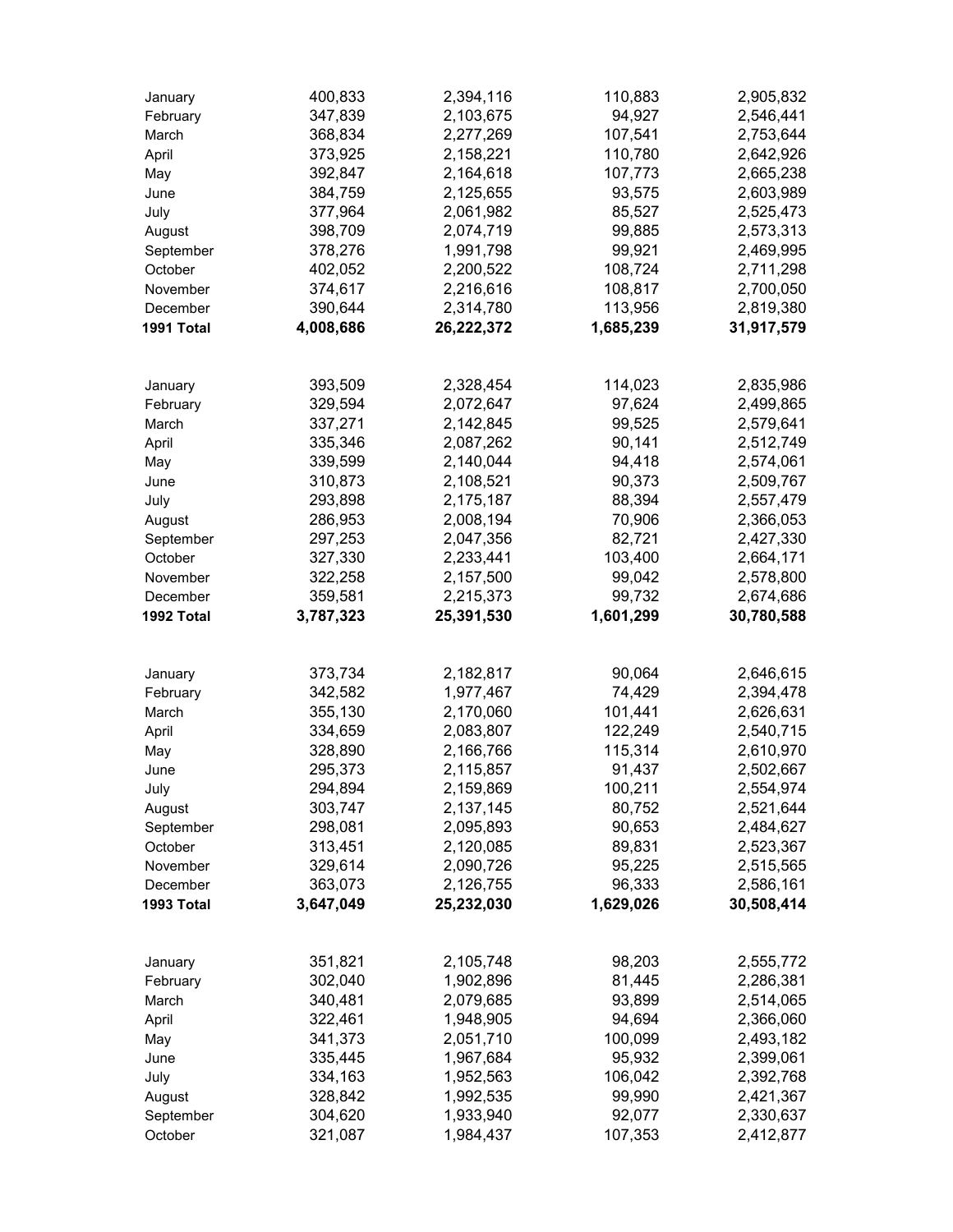| | | | | |
|---|---|---|---|---|
| January | 400,833 | 2,394,116 | 110,883 | 2,905,832 |
| February | 347,839 | 2,103,675 | 94,927 | 2,546,441 |
| March | 368,834 | 2,277,269 | 107,541 | 2,753,644 |
| April | 373,925 | 2,158,221 | 110,780 | 2,642,926 |
| May | 392,847 | 2,164,618 | 107,773 | 2,665,238 |
| June | 384,759 | 2,125,655 | 93,575 | 2,603,989 |
| July | 377,964 | 2,061,982 | 85,527 | 2,525,473 |
| August | 398,709 | 2,074,719 | 99,885 | 2,573,313 |
| September | 378,276 | 1,991,798 | 99,921 | 2,469,995 |
| October | 402,052 | 2,200,522 | 108,724 | 2,711,298 |
| November | 374,617 | 2,216,616 | 108,817 | 2,700,050 |
| December | 390,644 | 2,314,780 | 113,956 | 2,819,380 |
| **1991 Total** | **4,008,686** | **26,222,372** | **1,685,239** | **31,917,579** |
| | | | | |
| January | 393,509 | 2,328,454 | 114,023 | 2,835,986 |
| February | 329,594 | 2,072,647 | 97,624 | 2,499,865 |
| March | 337,271 | 2,142,845 | 99,525 | 2,579,641 |
| April | 335,346 | 2,087,262 | 90,141 | 2,512,749 |
| May | 339,599 | 2,140,044 | 94,418 | 2,574,061 |
| June | 310,873 | 2,108,521 | 90,373 | 2,509,767 |
| July | 293,898 | 2,175,187 | 88,394 | 2,557,479 |
| August | 286,953 | 2,008,194 | 70,906 | 2,366,053 |
| September | 297,253 | 2,047,356 | 82,721 | 2,427,330 |
| October | 327,330 | 2,233,441 | 103,400 | 2,664,171 |
| November | 322,258 | 2,157,500 | 99,042 | 2,578,800 |
| December | 359,581 | 2,215,373 | 99,732 | 2,674,686 |
| **1992 Total** | **3,787,323** | **25,391,530** | **1,601,299** | **30,780,588** |
| | | | | |
| January | 373,734 | 2,182,817 | 90,064 | 2,646,615 |
| February | 342,582 | 1,977,467 | 74,429 | 2,394,478 |
| March | 355,130 | 2,170,060 | 101,441 | 2,626,631 |
| April | 334,659 | 2,083,807 | 122,249 | 2,540,715 |
| May | 328,890 | 2,166,766 | 115,314 | 2,610,970 |
| June | 295,373 | 2,115,857 | 91,437 | 2,502,667 |
| July | 294,894 | 2,159,869 | 100,211 | 2,554,974 |
| August | 303,747 | 2,137,145 | 80,752 | 2,521,644 |
| September | 298,081 | 2,095,893 | 90,653 | 2,484,627 |
| October | 313,451 | 2,120,085 | 89,831 | 2,523,367 |
| November | 329,614 | 2,090,726 | 95,225 | 2,515,565 |
| December | 363,073 | 2,126,755 | 96,333 | 2,586,161 |
| **1993 Total** | **3,647,049** | **25,232,030** | **1,629,026** | **30,508,414** |
| | | | | |
| January | 351,821 | 2,105,748 | 98,203 | 2,555,772 |
| February | 302,040 | 1,902,896 | 81,445 | 2,286,381 |
| March | 340,481 | 2,079,685 | 93,899 | 2,514,065 |
| April | 322,461 | 1,948,905 | 94,694 | 2,366,060 |
| May | 341,373 | 2,051,710 | 100,099 | 2,493,182 |
| June | 335,445 | 1,967,684 | 95,932 | 2,399,061 |
| July | 334,163 | 1,952,563 | 106,042 | 2,392,768 |
| August | 328,842 | 1,992,535 | 99,990 | 2,421,367 |
| September | 304,620 | 1,933,940 | 92,077 | 2,330,637 |
| October | 321,087 | 1,984,437 | 107,353 | 2,412,877 |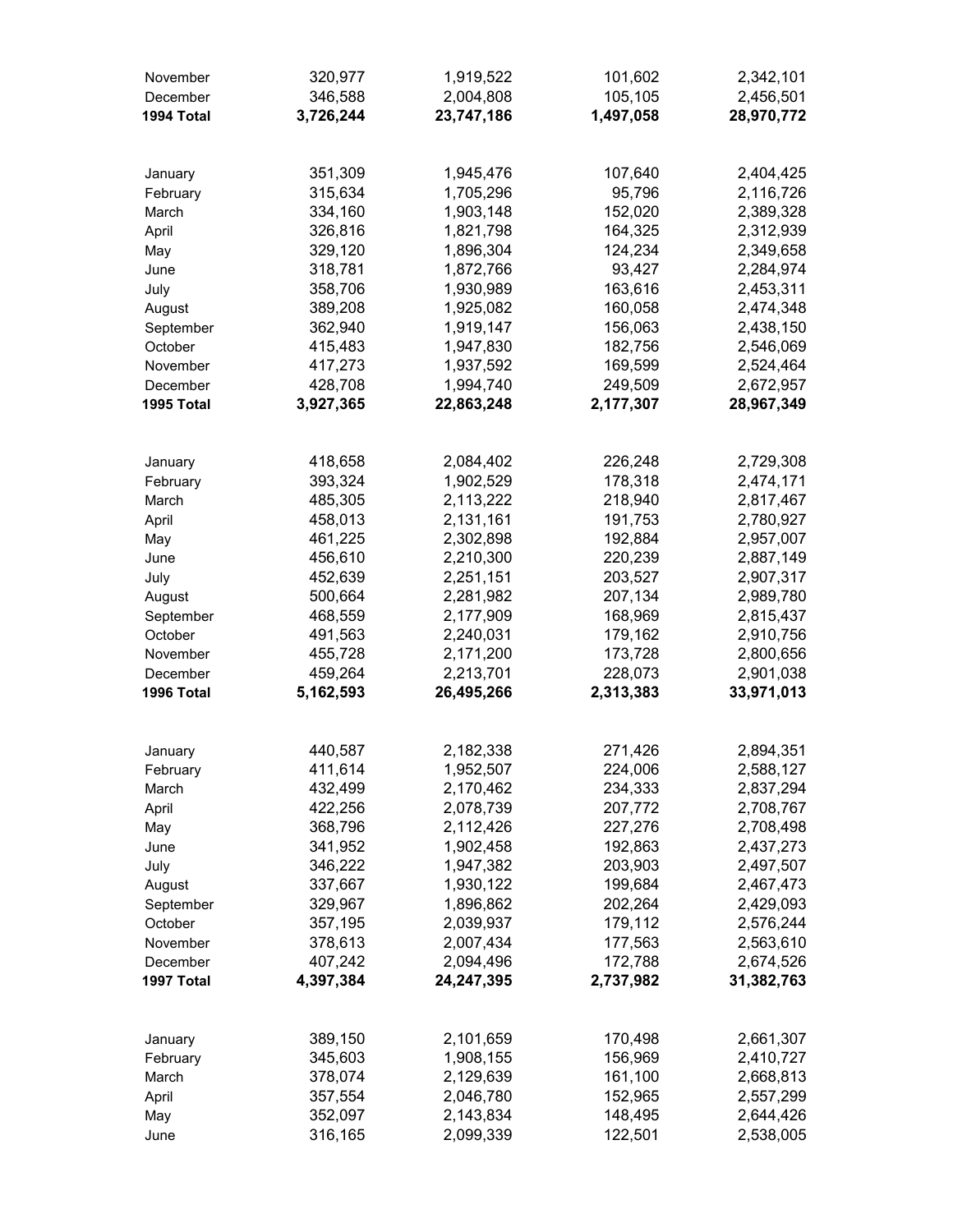| | | | | |
|---|---|---|---|---|
| November | 320,977 | 1,919,522 | 101,602 | 2,342,101 |
| December | 346,588 | 2,004,808 | 105,105 | 2,456,501 |
| **1994 Total** | **3,726,244** | **23,747,186** | **1,497,058** | **28,970,772** |
| | | | | |
| January | 351,309 | 1,945,476 | 107,640 | 2,404,425 |
| February | 315,634 | 1,705,296 | 95,796 | 2,116,726 |
| March | 334,160 | 1,903,148 | 152,020 | 2,389,328 |
| April | 326,816 | 1,821,798 | 164,325 | 2,312,939 |
| May | 329,120 | 1,896,304 | 124,234 | 2,349,658 |
| June | 318,781 | 1,872,766 | 93,427 | 2,284,974 |
| July | 358,706 | 1,930,989 | 163,616 | 2,453,311 |
| August | 389,208 | 1,925,082 | 160,058 | 2,474,348 |
| September | 362,940 | 1,919,147 | 156,063 | 2,438,150 |
| October | 415,483 | 1,947,830 | 182,756 | 2,546,069 |
| November | 417,273 | 1,937,592 | 169,599 | 2,524,464 |
| December | 428,708 | 1,994,740 | 249,509 | 2,672,957 |
| **1995 Total** | **3,927,365** | **22,863,248** | **2,177,307** | **28,967,349** |
| | | | | |
| January | 418,658 | 2,084,402 | 226,248 | 2,729,308 |
| February | 393,324 | 1,902,529 | 178,318 | 2,474,171 |
| March | 485,305 | 2,113,222 | 218,940 | 2,817,467 |
| April | 458,013 | 2,131,161 | 191,753 | 2,780,927 |
| May | 461,225 | 2,302,898 | 192,884 | 2,957,007 |
| June | 456,610 | 2,210,300 | 220,239 | 2,887,149 |
| July | 452,639 | 2,251,151 | 203,527 | 2,907,317 |
| August | 500,664 | 2,281,982 | 207,134 | 2,989,780 |
| September | 468,559 | 2,177,909 | 168,969 | 2,815,437 |
| October | 491,563 | 2,240,031 | 179,162 | 2,910,756 |
| November | 455,728 | 2,171,200 | 173,728 | 2,800,656 |
| December | 459,264 | 2,213,701 | 228,073 | 2,901,038 |
| **1996 Total** | **5,162,593** | **26,495,266** | **2,313,383** | **33,971,013** |
| | | | | |
| January | 440,587 | 2,182,338 | 271,426 | 2,894,351 |
| February | 411,614 | 1,952,507 | 224,006 | 2,588,127 |
| March | 432,499 | 2,170,462 | 234,333 | 2,837,294 |
| April | 422,256 | 2,078,739 | 207,772 | 2,708,767 |
| May | 368,796 | 2,112,426 | 227,276 | 2,708,498 |
| June | 341,952 | 1,902,458 | 192,863 | 2,437,273 |
| July | 346,222 | 1,947,382 | 203,903 | 2,497,507 |
| August | 337,667 | 1,930,122 | 199,684 | 2,467,473 |
| September | 329,967 | 1,896,862 | 202,264 | 2,429,093 |
| October | 357,195 | 2,039,937 | 179,112 | 2,576,244 |
| November | 378,613 | 2,007,434 | 177,563 | 2,563,610 |
| December | 407,242 | 2,094,496 | 172,788 | 2,674,526 |
| **1997 Total** | **4,397,384** | **24,247,395** | **2,737,982** | **31,382,763** |
| | | | | |
| January | 389,150 | 2,101,659 | 170,498 | 2,661,307 |
| February | 345,603 | 1,908,155 | 156,969 | 2,410,727 |
| March | 378,074 | 2,129,639 | 161,100 | 2,668,813 |
| April | 357,554 | 2,046,780 | 152,965 | 2,557,299 |
| May | 352,097 | 2,143,834 | 148,495 | 2,644,426 |
| June | 316,165 | 2,099,339 | 122,501 | 2,538,005 |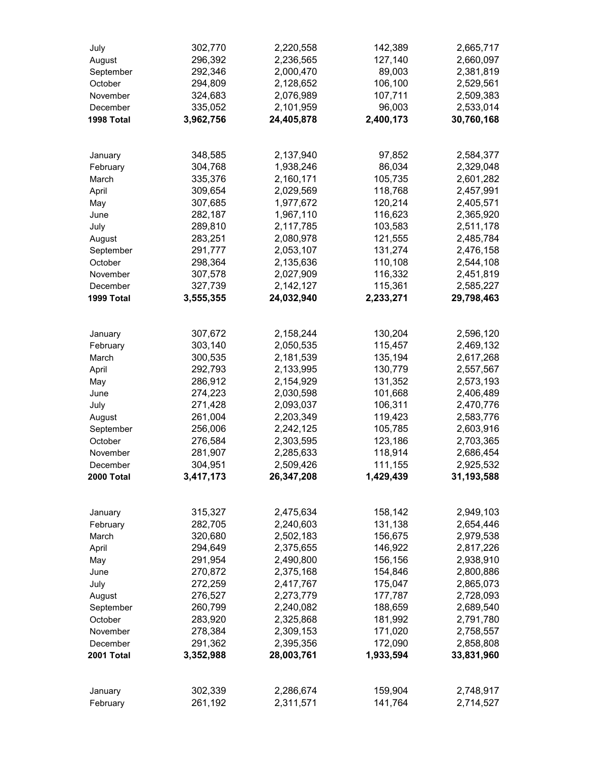| | | | | |
|---|---|---|---|---|
| July | 302,770 | 2,220,558 | 142,389 | 2,665,717 |
| August | 296,392 | 2,236,565 | 127,140 | 2,660,097 |
| September | 292,346 | 2,000,470 | 89,003 | 2,381,819 |
| October | 294,809 | 2,128,652 | 106,100 | 2,529,561 |
| November | 324,683 | 2,076,989 | 107,711 | 2,509,383 |
| December | 335,052 | 2,101,959 | 96,003 | 2,533,014 |
| **1998 Total** | **3,962,756** | **24,405,878** | **2,400,173** | **30,760,168** |
| | | | | |
| January | 348,585 | 2,137,940 | 97,852 | 2,584,377 |
| February | 304,768 | 1,938,246 | 86,034 | 2,329,048 |
| March | 335,376 | 2,160,171 | 105,735 | 2,601,282 |
| April | 309,654 | 2,029,569 | 118,768 | 2,457,991 |
| May | 307,685 | 1,977,672 | 120,214 | 2,405,571 |
| June | 282,187 | 1,967,110 | 116,623 | 2,365,920 |
| July | 289,810 | 2,117,785 | 103,583 | 2,511,178 |
| August | 283,251 | 2,080,978 | 121,555 | 2,485,784 |
| September | 291,777 | 2,053,107 | 131,274 | 2,476,158 |
| October | 298,364 | 2,135,636 | 110,108 | 2,544,108 |
| November | 307,578 | 2,027,909 | 116,332 | 2,451,819 |
| December | 327,739 | 2,142,127 | 115,361 | 2,585,227 |
| **1999 Total** | **3,555,355** | **24,032,940** | **2,233,271** | **29,798,463** |
| | | | | |
| January | 307,672 | 2,158,244 | 130,204 | 2,596,120 |
| February | 303,140 | 2,050,535 | 115,457 | 2,469,132 |
| March | 300,535 | 2,181,539 | 135,194 | 2,617,268 |
| April | 292,793 | 2,133,995 | 130,779 | 2,557,567 |
| May | 286,912 | 2,154,929 | 131,352 | 2,573,193 |
| June | 274,223 | 2,030,598 | 101,668 | 2,406,489 |
| July | 271,428 | 2,093,037 | 106,311 | 2,470,776 |
| August | 261,004 | 2,203,349 | 119,423 | 2,583,776 |
| September | 256,006 | 2,242,125 | 105,785 | 2,603,916 |
| October | 276,584 | 2,303,595 | 123,186 | 2,703,365 |
| November | 281,907 | 2,285,633 | 118,914 | 2,686,454 |
| December | 304,951 | 2,509,426 | 111,155 | 2,925,532 |
| **2000 Total** | **3,417,173** | **26,347,208** | **1,429,439** | **31,193,588** |
| | | | | |
| January | 315,327 | 2,475,634 | 158,142 | 2,949,103 |
| February | 282,705 | 2,240,603 | 131,138 | 2,654,446 |
| March | 320,680 | 2,502,183 | 156,675 | 2,979,538 |
| April | 294,649 | 2,375,655 | 146,922 | 2,817,226 |
| May | 291,954 | 2,490,800 | 156,156 | 2,938,910 |
| June | 270,872 | 2,375,168 | 154,846 | 2,800,886 |
| July | 272,259 | 2,417,767 | 175,047 | 2,865,073 |
| August | 276,527 | 2,273,779 | 177,787 | 2,728,093 |
| September | 260,799 | 2,240,082 | 188,659 | 2,689,540 |
| October | 283,920 | 2,325,868 | 181,992 | 2,791,780 |
| November | 278,384 | 2,309,153 | 171,020 | 2,758,557 |
| December | 291,362 | 2,395,356 | 172,090 | 2,858,808 |
| **2001 Total** | **3,352,988** | **28,003,761** | **1,933,594** | **33,831,960** |
| | | | | |
| January | 302,339 | 2,286,674 | 159,904 | 2,748,917 |
| February | 261,192 | 2,311,571 | 141,764 | 2,714,527 |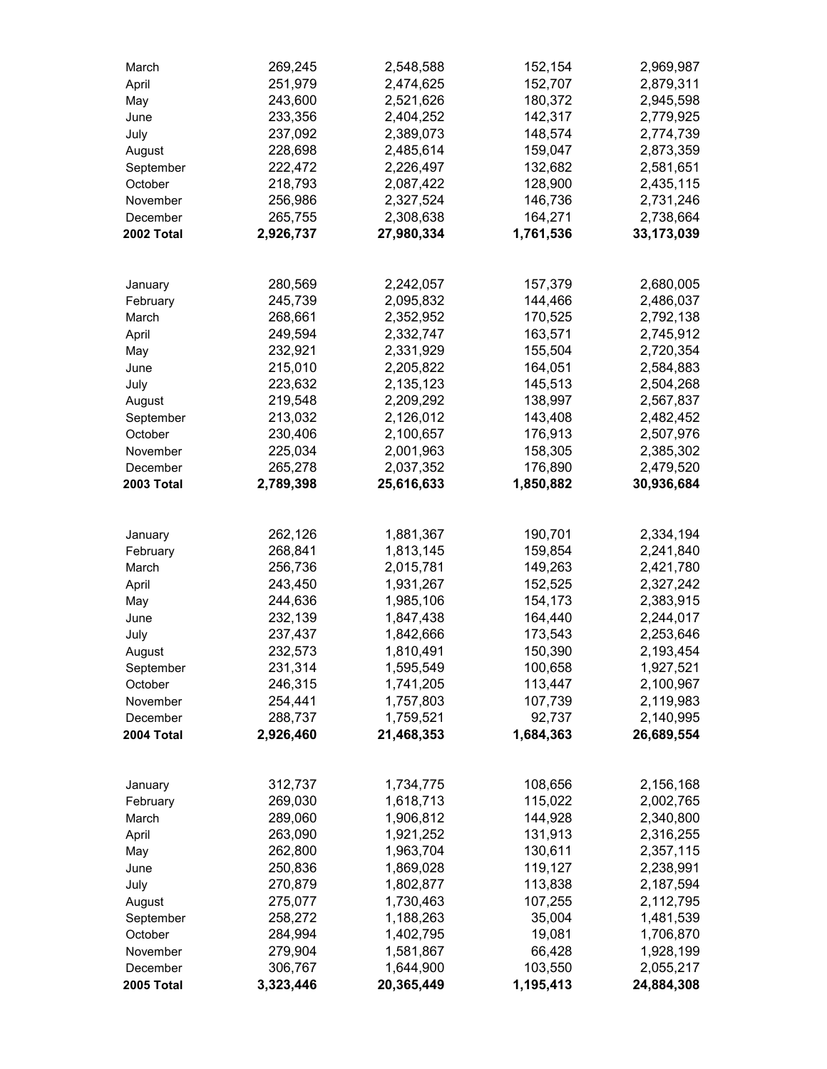| | | | | |
|---|---|---|---|---|
| March | 269,245 | 2,548,588 | 152,154 | 2,969,987 |
| April | 251,979 | 2,474,625 | 152,707 | 2,879,311 |
| May | 243,600 | 2,521,626 | 180,372 | 2,945,598 |
| June | 233,356 | 2,404,252 | 142,317 | 2,779,925 |
| July | 237,092 | 2,389,073 | 148,574 | 2,774,739 |
| August | 228,698 | 2,485,614 | 159,047 | 2,873,359 |
| September | 222,472 | 2,226,497 | 132,682 | 2,581,651 |
| October | 218,793 | 2,087,422 | 128,900 | 2,435,115 |
| November | 256,986 | 2,327,524 | 146,736 | 2,731,246 |
| December | 265,755 | 2,308,638 | 164,271 | 2,738,664 |
| **2002 Total** | **2,926,737** | **27,980,334** | **1,761,536** | **33,173,039** |
| | | | | |
| January | 280,569 | 2,242,057 | 157,379 | 2,680,005 |
| February | 245,739 | 2,095,832 | 144,466 | 2,486,037 |
| March | 268,661 | 2,352,952 | 170,525 | 2,792,138 |
| April | 249,594 | 2,332,747 | 163,571 | 2,745,912 |
| May | 232,921 | 2,331,929 | 155,504 | 2,720,354 |
| June | 215,010 | 2,205,822 | 164,051 | 2,584,883 |
| July | 223,632 | 2,135,123 | 145,513 | 2,504,268 |
| August | 219,548 | 2,209,292 | 138,997 | 2,567,837 |
| September | 213,032 | 2,126,012 | 143,408 | 2,482,452 |
| October | 230,406 | 2,100,657 | 176,913 | 2,507,976 |
| November | 225,034 | 2,001,963 | 158,305 | 2,385,302 |
| December | 265,278 | 2,037,352 | 176,890 | 2,479,520 |
| **2003 Total** | **2,789,398** | **25,616,633** | **1,850,882** | **30,936,684** |
| | | | | |
| January | 262,126 | 1,881,367 | 190,701 | 2,334,194 |
| February | 268,841 | 1,813,145 | 159,854 | 2,241,840 |
| March | 256,736 | 2,015,781 | 149,263 | 2,421,780 |
| April | 243,450 | 1,931,267 | 152,525 | 2,327,242 |
| May | 244,636 | 1,985,106 | 154,173 | 2,383,915 |
| June | 232,139 | 1,847,438 | 164,440 | 2,244,017 |
| July | 237,437 | 1,842,666 | 173,543 | 2,253,646 |
| August | 232,573 | 1,810,491 | 150,390 | 2,193,454 |
| September | 231,314 | 1,595,549 | 100,658 | 1,927,521 |
| October | 246,315 | 1,741,205 | 113,447 | 2,100,967 |
| November | 254,441 | 1,757,803 | 107,739 | 2,119,983 |
| December | 288,737 | 1,759,521 | 92,737 | 2,140,995 |
| **2004 Total** | **2,926,460** | **21,468,353** | **1,684,363** | **26,689,554** |
| | | | | |
| January | 312,737 | 1,734,775 | 108,656 | 2,156,168 |
| February | 269,030 | 1,618,713 | 115,022 | 2,002,765 |
| March | 289,060 | 1,906,812 | 144,928 | 2,340,800 |
| April | 263,090 | 1,921,252 | 131,913 | 2,316,255 |
| May | 262,800 | 1,963,704 | 130,611 | 2,357,115 |
| June | 250,836 | 1,869,028 | 119,127 | 2,238,991 |
| July | 270,879 | 1,802,877 | 113,838 | 2,187,594 |
| August | 275,077 | 1,730,463 | 107,255 | 2,112,795 |
| September | 258,272 | 1,188,263 | 35,004 | 1,481,539 |
| October | 284,994 | 1,402,795 | 19,081 | 1,706,870 |
| November | 279,904 | 1,581,867 | 66,428 | 1,928,199 |
| December | 306,767 | 1,644,900 | 103,550 | 2,055,217 |
| **2005 Total** | **3,323,446** | **20,365,449** | **1,195,413** | **24,884,308** |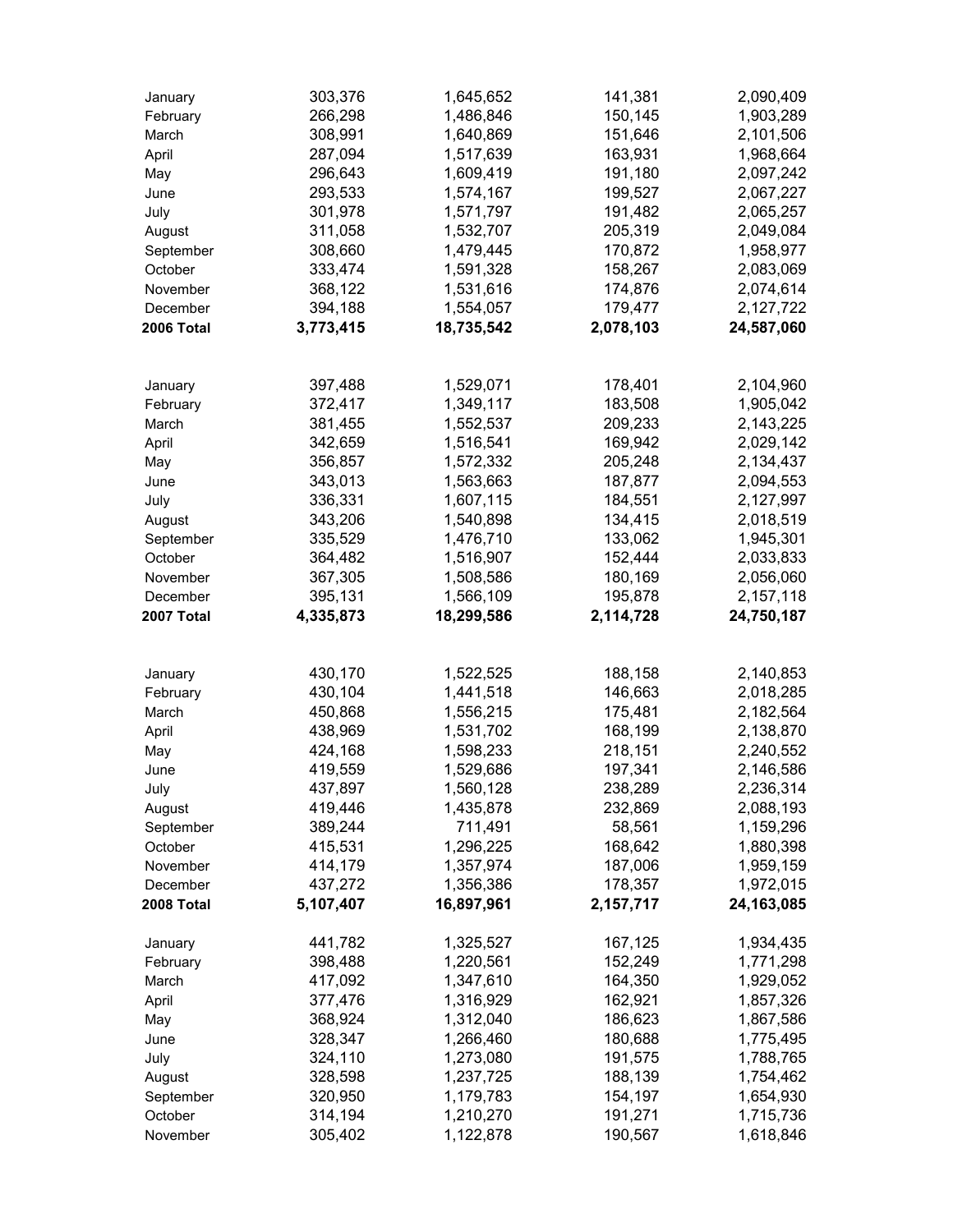| | | | | |
|---|---|---|---|---|
| January | 303,376 | 1,645,652 | 141,381 | 2,090,409 |
| February | 266,298 | 1,486,846 | 150,145 | 1,903,289 |
| March | 308,991 | 1,640,869 | 151,646 | 2,101,506 |
| April | 287,094 | 1,517,639 | 163,931 | 1,968,664 |
| May | 296,643 | 1,609,419 | 191,180 | 2,097,242 |
| June | 293,533 | 1,574,167 | 199,527 | 2,067,227 |
| July | 301,978 | 1,571,797 | 191,482 | 2,065,257 |
| August | 311,058 | 1,532,707 | 205,319 | 2,049,084 |
| September | 308,660 | 1,479,445 | 170,872 | 1,958,977 |
| October | 333,474 | 1,591,328 | 158,267 | 2,083,069 |
| November | 368,122 | 1,531,616 | 174,876 | 2,074,614 |
| December | 394,188 | 1,554,057 | 179,477 | 2,127,722 |
| **2006 Total** | **3,773,415** | **18,735,542** | **2,078,103** | **24,587,060** |
| | | | | |
| January | 397,488 | 1,529,071 | 178,401 | 2,104,960 |
| February | 372,417 | 1,349,117 | 183,508 | 1,905,042 |
| March | 381,455 | 1,552,537 | 209,233 | 2,143,225 |
| April | 342,659 | 1,516,541 | 169,942 | 2,029,142 |
| May | 356,857 | 1,572,332 | 205,248 | 2,134,437 |
| June | 343,013 | 1,563,663 | 187,877 | 2,094,553 |
| July | 336,331 | 1,607,115 | 184,551 | 2,127,997 |
| August | 343,206 | 1,540,898 | 134,415 | 2,018,519 |
| September | 335,529 | 1,476,710 | 133,062 | 1,945,301 |
| October | 364,482 | 1,516,907 | 152,444 | 2,033,833 |
| November | 367,305 | 1,508,586 | 180,169 | 2,056,060 |
| December | 395,131 | 1,566,109 | 195,878 | 2,157,118 |
| **2007 Total** | **4,335,873** | **18,299,586** | **2,114,728** | **24,750,187** |
| | | | | |
| January | 430,170 | 1,522,525 | 188,158 | 2,140,853 |
| February | 430,104 | 1,441,518 | 146,663 | 2,018,285 |
| March | 450,868 | 1,556,215 | 175,481 | 2,182,564 |
| April | 438,969 | 1,531,702 | 168,199 | 2,138,870 |
| May | 424,168 | 1,598,233 | 218,151 | 2,240,552 |
| June | 419,559 | 1,529,686 | 197,341 | 2,146,586 |
| July | 437,897 | 1,560,128 | 238,289 | 2,236,314 |
| August | 419,446 | 1,435,878 | 232,869 | 2,088,193 |
| September | 389,244 | 711,491 | 58,561 | 1,159,296 |
| October | 415,531 | 1,296,225 | 168,642 | 1,880,398 |
| November | 414,179 | 1,357,974 | 187,006 | 1,959,159 |
| December | 437,272 | 1,356,386 | 178,357 | 1,972,015 |
| **2008 Total** | **5,107,407** | **16,897,961** | **2,157,717** | **24,163,085** |
| | | | | |
| January | 441,782 | 1,325,527 | 167,125 | 1,934,435 |
| February | 398,488 | 1,220,561 | 152,249 | 1,771,298 |
| March | 417,092 | 1,347,610 | 164,350 | 1,929,052 |
| April | 377,476 | 1,316,929 | 162,921 | 1,857,326 |
| May | 368,924 | 1,312,040 | 186,623 | 1,867,586 |
| June | 328,347 | 1,266,460 | 180,688 | 1,775,495 |
| July | 324,110 | 1,273,080 | 191,575 | 1,788,765 |
| August | 328,598 | 1,237,725 | 188,139 | 1,754,462 |
| September | 320,950 | 1,179,783 | 154,197 | 1,654,930 |
| October | 314,194 | 1,210,270 | 191,271 | 1,715,736 |
| November | 305,402 | 1,122,878 | 190,567 | 1,618,846 |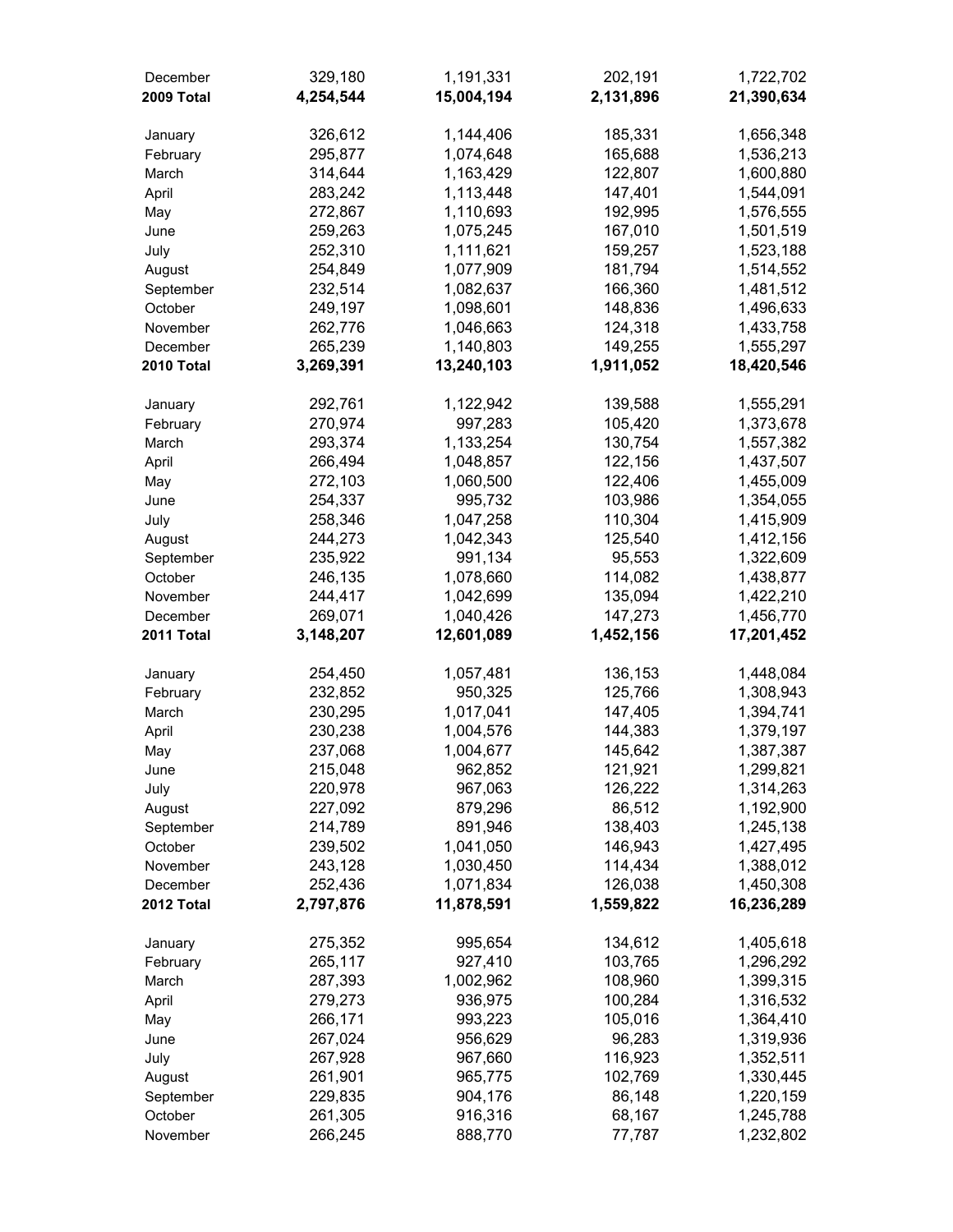| | | | | |
|---|---|---|---|---|
| December | 329,180 | 1,191,331 | 202,191 | 1,722,702 |
| **2009 Total** | **4,254,544** | **15,004,194** | **2,131,896** | **21,390,634** |
| | | | | |
| January | 326,612 | 1,144,406 | 185,331 | 1,656,348 |
| February | 295,877 | 1,074,648 | 165,688 | 1,536,213 |
| March | 314,644 | 1,163,429 | 122,807 | 1,600,880 |
| April | 283,242 | 1,113,448 | 147,401 | 1,544,091 |
| May | 272,867 | 1,110,693 | 192,995 | 1,576,555 |
| June | 259,263 | 1,075,245 | 167,010 | 1,501,519 |
| July | 252,310 | 1,111,621 | 159,257 | 1,523,188 |
| August | 254,849 | 1,077,909 | 181,794 | 1,514,552 |
| September | 232,514 | 1,082,637 | 166,360 | 1,481,512 |
| October | 249,197 | 1,098,601 | 148,836 | 1,496,633 |
| November | 262,776 | 1,046,663 | 124,318 | 1,433,758 |
| December | 265,239 | 1,140,803 | 149,255 | 1,555,297 |
| **2010 Total** | **3,269,391** | **13,240,103** | **1,911,052** | **18,420,546** |
| | | | | |
| January | 292,761 | 1,122,942 | 139,588 | 1,555,291 |
| February | 270,974 | 997,283 | 105,420 | 1,373,678 |
| March | 293,374 | 1,133,254 | 130,754 | 1,557,382 |
| April | 266,494 | 1,048,857 | 122,156 | 1,437,507 |
| May | 272,103 | 1,060,500 | 122,406 | 1,455,009 |
| June | 254,337 | 995,732 | 103,986 | 1,354,055 |
| July | 258,346 | 1,047,258 | 110,304 | 1,415,909 |
| August | 244,273 | 1,042,343 | 125,540 | 1,412,156 |
| September | 235,922 | 991,134 | 95,553 | 1,322,609 |
| October | 246,135 | 1,078,660 | 114,082 | 1,438,877 |
| November | 244,417 | 1,042,699 | 135,094 | 1,422,210 |
| December | 269,071 | 1,040,426 | 147,273 | 1,456,770 |
| **2011 Total** | **3,148,207** | **12,601,089** | **1,452,156** | **17,201,452** |
| | | | | |
| January | 254,450 | 1,057,481 | 136,153 | 1,448,084 |
| February | 232,852 | 950,325 | 125,766 | 1,308,943 |
| March | 230,295 | 1,017,041 | 147,405 | 1,394,741 |
| April | 230,238 | 1,004,576 | 144,383 | 1,379,197 |
| May | 237,068 | 1,004,677 | 145,642 | 1,387,387 |
| June | 215,048 | 962,852 | 121,921 | 1,299,821 |
| July | 220,978 | 967,063 | 126,222 | 1,314,263 |
| August | 227,092 | 879,296 | 86,512 | 1,192,900 |
| September | 214,789 | 891,946 | 138,403 | 1,245,138 |
| October | 239,502 | 1,041,050 | 146,943 | 1,427,495 |
| November | 243,128 | 1,030,450 | 114,434 | 1,388,012 |
| December | 252,436 | 1,071,834 | 126,038 | 1,450,308 |
| **2012 Total** | **2,797,876** | **11,878,591** | **1,559,822** | **16,236,289** |
| | | | | |
| January | 275,352 | 995,654 | 134,612 | 1,405,618 |
| February | 265,117 | 927,410 | 103,765 | 1,296,292 |
| March | 287,393 | 1,002,962 | 108,960 | 1,399,315 |
| April | 279,273 | 936,975 | 100,284 | 1,316,532 |
| May | 266,171 | 993,223 | 105,016 | 1,364,410 |
| June | 267,024 | 956,629 | 96,283 | 1,319,936 |
| July | 267,928 | 967,660 | 116,923 | 1,352,511 |
| August | 261,901 | 965,775 | 102,769 | 1,330,445 |
| September | 229,835 | 904,176 | 86,148 | 1,220,159 |
| October | 261,305 | 916,316 | 68,167 | 1,245,788 |
| November | 266,245 | 888,770 | 77,787 | 1,232,802 |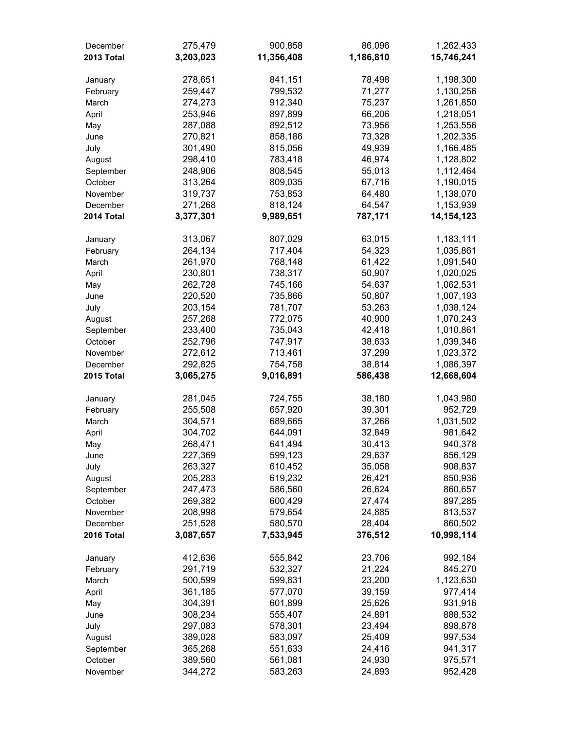| | | | | |
|---|---|---|---|---|
| December | 275,479 | 900,858 | 86,096 | 1,262,433 |
| **2013 Total** | **3,203,023** | **11,356,408** | **1,186,810** | **15,746,241** |
| | | | | |
| January | 278,651 | 841,151 | 78,498 | 1,198,300 |
| February | 259,447 | 799,532 | 71,277 | 1,130,256 |
| March | 274,273 | 912,340 | 75,237 | 1,261,850 |
| April | 253,946 | 897,899 | 66,206 | 1,218,051 |
| May | 287,088 | 892,512 | 73,956 | 1,253,556 |
| June | 270,821 | 858,186 | 73,328 | 1,202,335 |
| July | 301,490 | 815,056 | 49,939 | 1,166,485 |
| August | 298,410 | 783,418 | 46,974 | 1,128,802 |
| September | 248,906 | 808,545 | 55,013 | 1,112,464 |
| October | 313,264 | 809,035 | 67,716 | 1,190,015 |
| November | 319,737 | 753,853 | 64,480 | 1,138,070 |
| December | 271,268 | 818,124 | 64,547 | 1,153,939 |
| **2014 Total** | **3,377,301** | **9,989,651** | **787,171** | **14,154,123** |
| | | | | |
| January | 313,067 | 807,029 | 63,015 | 1,183,111 |
| February | 264,134 | 717,404 | 54,323 | 1,035,861 |
| March | 261,970 | 768,148 | 61,422 | 1,091,540 |
| April | 230,801 | 738,317 | 50,907 | 1,020,025 |
| May | 262,728 | 745,166 | 54,637 | 1,062,531 |
| June | 220,520 | 735,866 | 50,807 | 1,007,193 |
| July | 203,154 | 781,707 | 53,263 | 1,038,124 |
| August | 257,268 | 772,075 | 40,900 | 1,070,243 |
| September | 233,400 | 735,043 | 42,418 | 1,010,861 |
| October | 252,796 | 747,917 | 38,633 | 1,039,346 |
| November | 272,612 | 713,461 | 37,299 | 1,023,372 |
| December | 292,825 | 754,758 | 38,814 | 1,086,397 |
| **2015 Total** | **3,065,275** | **9,016,891** | **586,438** | **12,668,604** |
| | | | | |
| January | 281,045 | 724,755 | 38,180 | 1,043,980 |
| February | 255,508 | 657,920 | 39,301 | 952,729 |
| March | 304,571 | 689,665 | 37,266 | 1,031,502 |
| April | 304,702 | 644,091 | 32,849 | 981,642 |
| May | 268,471 | 641,494 | 30,413 | 940,378 |
| June | 227,369 | 599,123 | 29,637 | 856,129 |
| July | 263,327 | 610,452 | 35,058 | 908,837 |
| August | 205,283 | 619,232 | 26,421 | 850,936 |
| September | 247,473 | 586,560 | 26,624 | 860,657 |
| October | 269,382 | 600,429 | 27,474 | 897,285 |
| November | 208,998 | 579,654 | 24,885 | 813,537 |
| December | 251,528 | 580,570 | 28,404 | 860,502 |
| **2016 Total** | **3,087,657** | **7,533,945** | **376,512** | **10,998,114** |
| | | | | |
| January | 412,636 | 555,842 | 23,706 | 992,184 |
| February | 291,719 | 532,327 | 21,224 | 845,270 |
| March | 500,599 | 599,831 | 23,200 | 1,123,630 |
| April | 361,185 | 577,070 | 39,159 | 977,414 |
| May | 304,391 | 601,899 | 25,626 | 931,916 |
| June | 308,234 | 555,407 | 24,891 | 888,532 |
| July | 297,083 | 578,301 | 23,494 | 898,878 |
| August | 389,028 | 583,097 | 25,409 | 997,534 |
| September | 365,268 | 551,633 | 24,416 | 941,317 |
| October | 389,560 | 561,081 | 24,930 | 975,571 |
| November | 344,272 | 583,263 | 24,893 | 952,428 |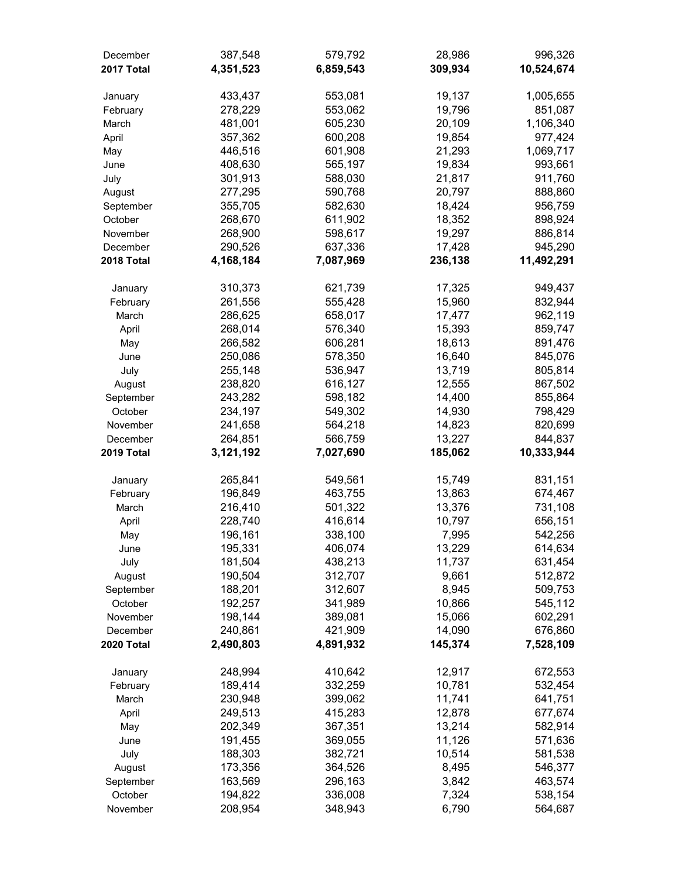| | | | | |
|---|---|---|---|---|
| December | 387,548 | 579,792 | 28,986 | 996,326 |
| **2017 Total** | **4,351,523** | **6,859,543** | **309,934** | **10,524,674** |
| | | | | |
| January | 433,437 | 553,081 | 19,137 | 1,005,655 |
| February | 278,229 | 553,062 | 19,796 | 851,087 |
| March | 481,001 | 605,230 | 20,109 | 1,106,340 |
| April | 357,362 | 600,208 | 19,854 | 977,424 |
| May | 446,516 | 601,908 | 21,293 | 1,069,717 |
| June | 408,630 | 565,197 | 19,834 | 993,661 |
| July | 301,913 | 588,030 | 21,817 | 911,760 |
| August | 277,295 | 590,768 | 20,797 | 888,860 |
| September | 355,705 | 582,630 | 18,424 | 956,759 |
| October | 268,670 | 611,902 | 18,352 | 898,924 |
| November | 268,900 | 598,617 | 19,297 | 886,814 |
| December | 290,526 | 637,336 | 17,428 | 945,290 |
| **2018 Total** | **4,168,184** | **7,087,969** | **236,138** | **11,492,291** |
| | | | | |
| January | 310,373 | 621,739 | 17,325 | 949,437 |
| February | 261,556 | 555,428 | 15,960 | 832,944 |
| March | 286,625 | 658,017 | 17,477 | 962,119 |
| April | 268,014 | 576,340 | 15,393 | 859,747 |
| May | 266,582 | 606,281 | 18,613 | 891,476 |
| June | 250,086 | 578,350 | 16,640 | 845,076 |
| July | 255,148 | 536,947 | 13,719 | 805,814 |
| August | 238,820 | 616,127 | 12,555 | 867,502 |
| September | 243,282 | 598,182 | 14,400 | 855,864 |
| October | 234,197 | 549,302 | 14,930 | 798,429 |
| November | 241,658 | 564,218 | 14,823 | 820,699 |
| December | 264,851 | 566,759 | 13,227 | 844,837 |
| **2019 Total** | **3,121,192** | **7,027,690** | **185,062** | **10,333,944** |
| | | | | |
| January | 265,841 | 549,561 | 15,749 | 831,151 |
| February | 196,849 | 463,755 | 13,863 | 674,467 |
| March | 216,410 | 501,322 | 13,376 | 731,108 |
| April | 228,740 | 416,614 | 10,797 | 656,151 |
| May | 196,161 | 338,100 | 7,995 | 542,256 |
| June | 195,331 | 406,074 | 13,229 | 614,634 |
| July | 181,504 | 438,213 | 11,737 | 631,454 |
| August | 190,504 | 312,707 | 9,661 | 512,872 |
| September | 188,201 | 312,607 | 8,945 | 509,753 |
| October | 192,257 | 341,989 | 10,866 | 545,112 |
| November | 198,144 | 389,081 | 15,066 | 602,291 |
| December | 240,861 | 421,909 | 14,090 | 676,860 |
| **2020 Total** | **2,490,803** | **4,891,932** | **145,374** | **7,528,109** |
| | | | | |
| January | 248,994 | 410,642 | 12,917 | 672,553 |
| February | 189,414 | 332,259 | 10,781 | 532,454 |
| March | 230,948 | 399,062 | 11,741 | 641,751 |
| April | 249,513 | 415,283 | 12,878 | 677,674 |
| May | 202,349 | 367,351 | 13,214 | 582,914 |
| June | 191,455 | 369,055 | 11,126 | 571,636 |
| July | 188,303 | 382,721 | 10,514 | 581,538 |
| August | 173,356 | 364,526 | 8,495 | 546,377 |
| September | 163,569 | 296,163 | 3,842 | 463,574 |
| October | 194,822 | 336,008 | 7,324 | 538,154 |
| November | 208,954 | 348,943 | 6,790 | 564,687 |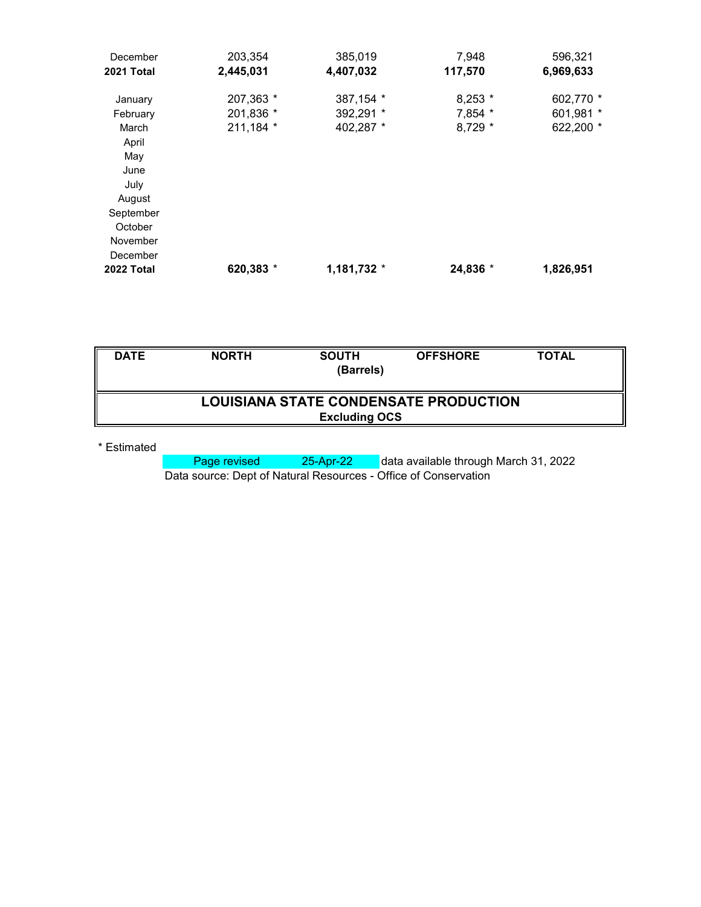| DATE | NORTH | SOUTH (Barrels) | OFFSHORE | TOTAL |
|---|---|---|---|---|
| December | 203,354 | 385,019 | 7,948 | 596,321 |
| **2021 Total** | **2,445,031** | **4,407,032** | **117,570** | **6,969,633** |
| January | 207,363 * | 387,154 * | 8,253 * | 602,770 * |
| February | 201,836 * | 392,291 * | 7,854 * | 601,981 * |
| March | 211,184 * | 402,287 * | 8,729 * | 622,200 * |
| April | | | | |
| May | | | | |
| June | | | | |
| July | | | | |
| August | | | | |
| September | | | | |
| October | | | | |
| November | | | | |
| December | | | | |
| **2022 Total** | **620,383** * | **1,181,732** * | **24,836** * | **1,826,951** |

## LOUISIANA STATE CONDENSATE PRODUCTION

**Excluding OCS**

\* Estimated

Page revised 25-Apr-22 data available through March 31, 2022

Data source: Dept of Natural Resources - Office of Conservation